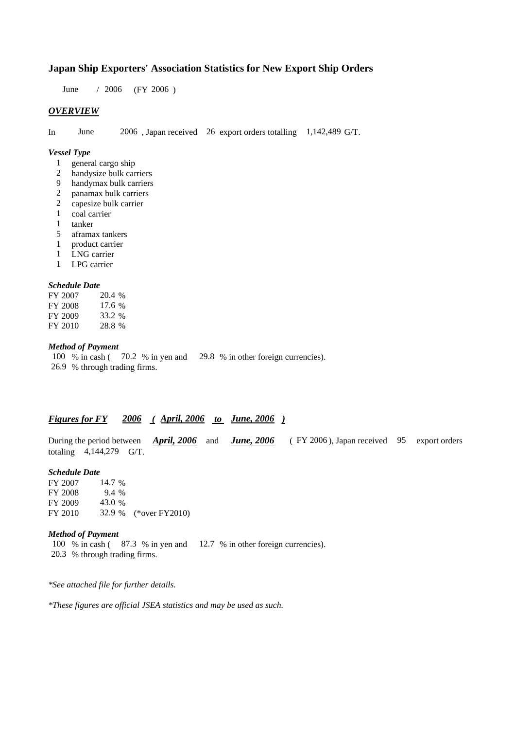# Japan Ship Exporters' Association Statistics for New Export Ship Orders

June / 2006 (FY 2006 )

## *OVERVIEW*

In June 2006 , Japan received 26 export orders totalling 1,142,489 G/T.

### *Vessel Type*

- 1 general cargo ship
- 2 handysize bulk carriers
- 9 handymax bulk carriers
- 2 panamax bulk carriers
- 2 capesize bulk carrier
- 1 coal carrier
- 1 tanker
- 5 aframax tankers
- 1 product carrier
- 1 LNG carrier
- 1 LPG carrier

### *Schedule Date*

| | |
|---|---|
| FY 2007 | 20.4 % |
| FY 2008 | 17.6 % |
| FY 2009 | 33.2 % |
| FY 2010 | 28.8 % |

### *Method of Payment*

100 % in cash ( 70.2 % in yen and 29.8 % in other foreign currencies).
26.9 % through trading firms.

## *Figures for FY 2006 ( April, 2006 to June, 2006 )*

During the period between ***April, 2006*** and ***June, 2006*** ( FY 2006 ), Japan received 95 export orders totaling 4,144,279 G/T.

### *Schedule Date*

| | | |
|---|---|---|
| FY 2007 | 14.7 % | |
| FY 2008 | 9.4 % | |
| FY 2009 | 43.0 % | |
| FY 2010 | 32.9 % | (*over FY2010) |

### *Method of Payment*

100 % in cash ( 87.3 % in yen and 12.7 % in other foreign currencies).
20.3 % through trading firms.

*\*See attached file for further details.*

*\*These figures are official JSEA statistics and may be used as such.*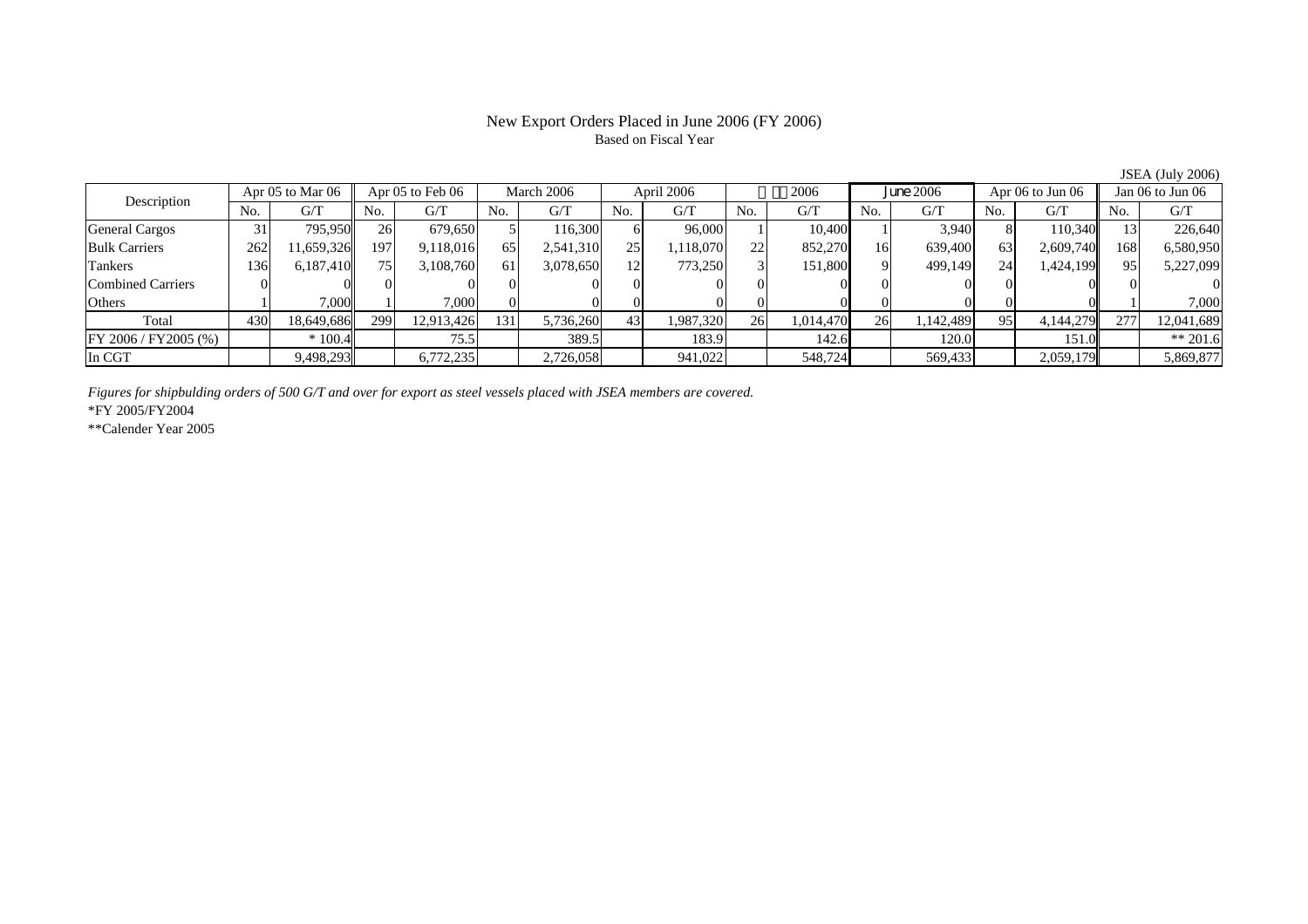# New Export Orders Placed in June 2006 (FY 2006)

Based on Fiscal Year

JSEA (July 2006)

| Description | Apr 05 to Mar 06 | | Apr 05 to Feb 06 | | March 2006 | | April 2006 | | 2006 | | June 2006 | | Apr 06 to Jun 06 | | Jan 06 to Jun 06 | |
|---|---|---|---|---|---|---|---|---|---|---|---|---|---|---|---|---|
| | No. | G/T | No. | G/T | No. | G/T | No. | G/T | No. | G/T | No. | G/T | No. | G/T | No. | G/T |
| General Cargos | 31 | 795,950 | 26 | 679,650 | 5 | 116,300 | 6 | 96,000 | 1 | 10,400 | 1 | 3,940 | 8 | 110,340 | 13 | 226,640 |
| Bulk Carriers | 262 | 11,659,326 | 197 | 9,118,016 | 65 | 2,541,310 | 25 | 1,118,070 | 22 | 852,270 | 16 | 639,400 | 63 | 2,609,740 | 168 | 6,580,950 |
| Tankers | 136 | 6,187,410 | 75 | 3,108,760 | 61 | 3,078,650 | 12 | 773,250 | 3 | 151,800 | 9 | 499,149 | 24 | 1,424,199 | 95 | 5,227,099 |
| Combined Carriers | 0 | 0 | 0 | 0 | 0 | 0 | 0 | 0 | 0 | 0 | 0 | 0 | 0 | 0 | 0 | 0 |
| Others | 1 | 7,000 | 1 | 7,000 | 0 | 0 | 0 | 0 | 0 | 0 | 0 | 0 | 0 | 0 | 1 | 7,000 |
| Total | 430 | 18,649,686 | 299 | 12,913,426 | 131 | 5,736,260 | 43 | 1,987,320 | 26 | 1,014,470 | 26 | 1,142,489 | 95 | 4,144,279 | 277 | 12,041,689 |
| FY 2006 / FY2005 (%) | | * 100.4 | | 75.5 | | 389.5 | | 183.9 | | 142.6 | | 120.0 | | 151.0 | | ** 201.6 |
| In CGT | | 9,498,293 | | 6,772,235 | | 2,726,058 | | 941,022 | | 548,724 | | 569,433 | | 2,059,179 | | 5,869,877 |

*Figures for shipbulding orders of 500 G/T and over for export as steel vessels placed with JSEA members are covered.*

*FY 2005/FY2004

**Calender Year 2005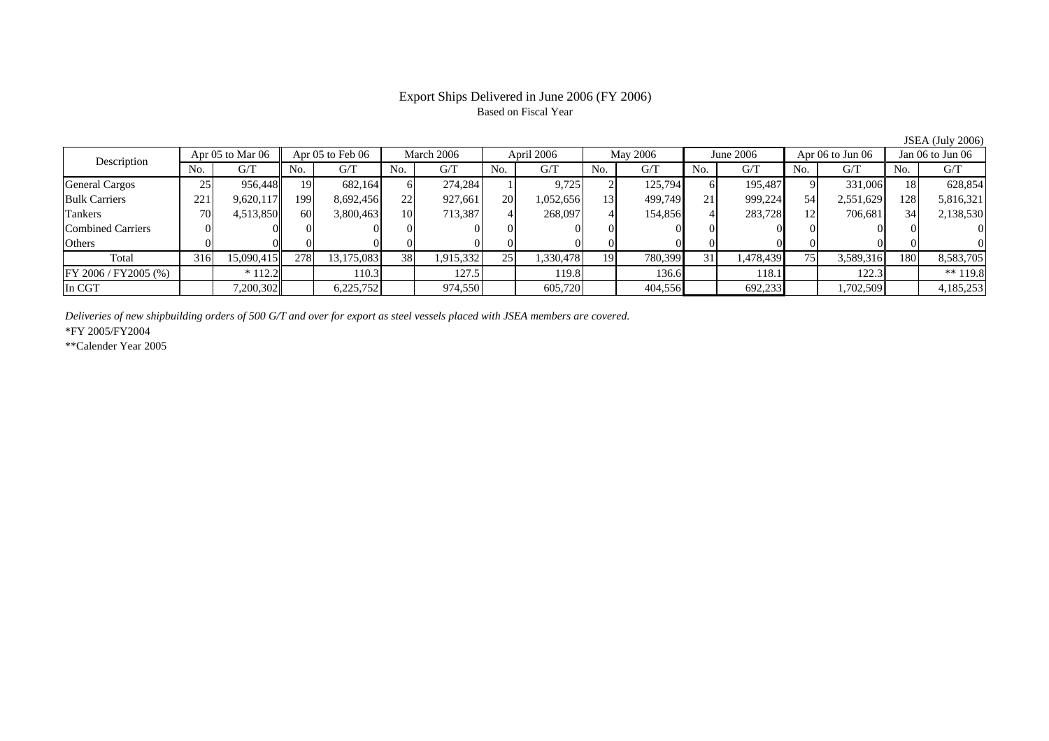# Export Ships Delivered in June 2006 (FY 2006)

Based on Fiscal Year

JSEA (July 2006)

| Description | Apr 05 to Mar 06 | | Apr 05 to Feb 06 | | March 2006 | | April 2006 | | May 2006 | | June 2006 | | Apr 06 to Jun 06 | | Jan 06 to Jun 06 | |
|---|---|---|---|---|---|---|---|---|---|---|---|---|---|---|---|---|
| | No. | G/T | No. | G/T | No. | G/T | No. | G/T | No. | G/T | No. | G/T | No. | G/T | No. | G/T |
| General Cargos | 25 | 956,448 | 19 | 682,164 | 6 | 274,284 | 1 | 9,725 | 2 | 125,794 | 6 | 195,487 | 9 | 331,006 | 18 | 628,854 |
| Bulk Carriers | 221 | 9,620,117 | 199 | 8,692,456 | 22 | 927,661 | 20 | 1,052,656 | 13 | 499,749 | 21 | 999,224 | 54 | 2,551,629 | 128 | 5,816,321 |
| Tankers | 70 | 4,513,850 | 60 | 3,800,463 | 10 | 713,387 | 4 | 268,097 | 4 | 154,856 | 4 | 283,728 | 12 | 706,681 | 34 | 2,138,530 |
| Combined Carriers | 0 | 0 | 0 | 0 | 0 | 0 | 0 | 0 | 0 | 0 | 0 | 0 | 0 | 0 | 0 | 0 |
| Others | 0 | 0 | 0 | 0 | 0 | 0 | 0 | 0 | 0 | 0 | 0 | 0 | 0 | 0 | 0 | 0 |
| Total | 316 | 15,090,415 | 278 | 13,175,083 | 38 | 1,915,332 | 25 | 1,330,478 | 19 | 780,399 | 31 | 1,478,439 | 75 | 3,589,316 | 180 | 8,583,705 |
| FY 2006 / FY2005 (%) | | * 112.2 | | 110.3 | | 127.5 | | 119.8 | | 136.6 | | 118.1 | | 122.3 | | ** 119.8 |
| In CGT | | 7,200,302 | | 6,225,752 | | 974,550 | | 605,720 | | 404,556 | | 692,233 | | 1,702,509 | | 4,185,253 |

*Deliveries of new shipbuilding orders of 500 G/T and over for export as steel vessels placed with JSEA members are covered.*

*FY 2005/FY2004

**Calender Year 2005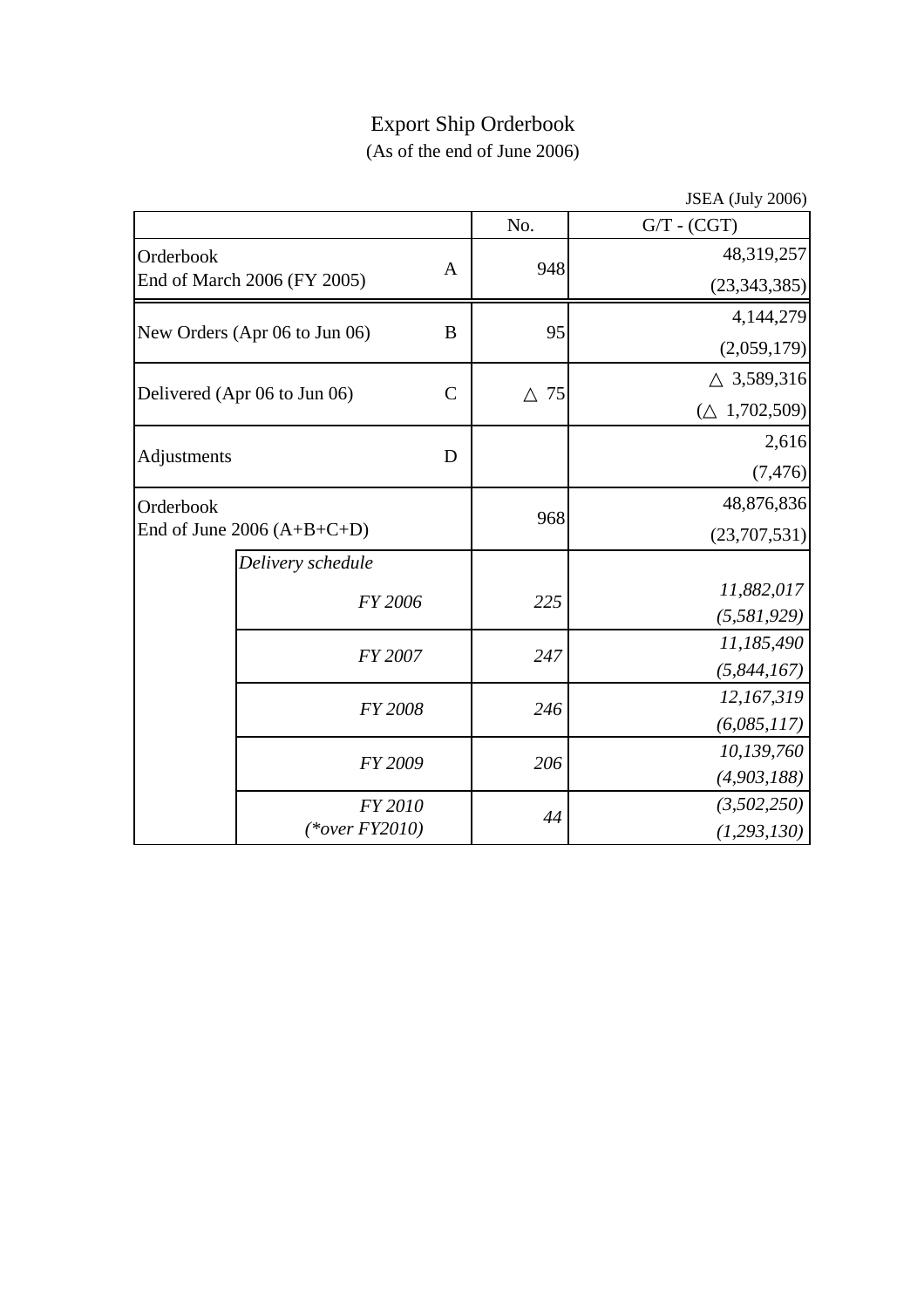# Export Ship Orderbook

(As of the end of June 2006)

JSEA (July 2006)

| | | | No. | G/T - (CGT) |
|---|---|---|---|---|
| Orderbook<br>End of March 2006 (FY 2005) | | A | 948 | 48,319,257<br>(23,343,385) |
| New Orders (Apr 06 to Jun 06) | | B | 95 | 4,144,279<br>(2,059,179) |
| Delivered (Apr 06 to Jun 06) | | C | △ 75 | △ 3,589,316<br>(△ 1,702,509) |
| Adjustments | | D | | 2,616<br>(7,476) |
| Orderbook<br>End of June 2006 (A+B+C+D) | | | 968 | 48,876,836<br>(23,707,531) |
| | *Delivery schedule* | | | |
| | *FY 2006* | | *225* | *11,882,017*<br>*(5,581,929)* |
| | *FY 2007* | | *247* | *11,185,490*<br>*(5,844,167)* |
| | *FY 2008* | | *246* | *12,167,319*<br>*(6,085,117)* |
| | *FY 2009* | | *206* | *10,139,760*<br>*(4,903,188)* |
| | *FY 2010*<br>*(*over FY2010)* | | *44* | *(3,502,250)*<br>*(1,293,130)* |